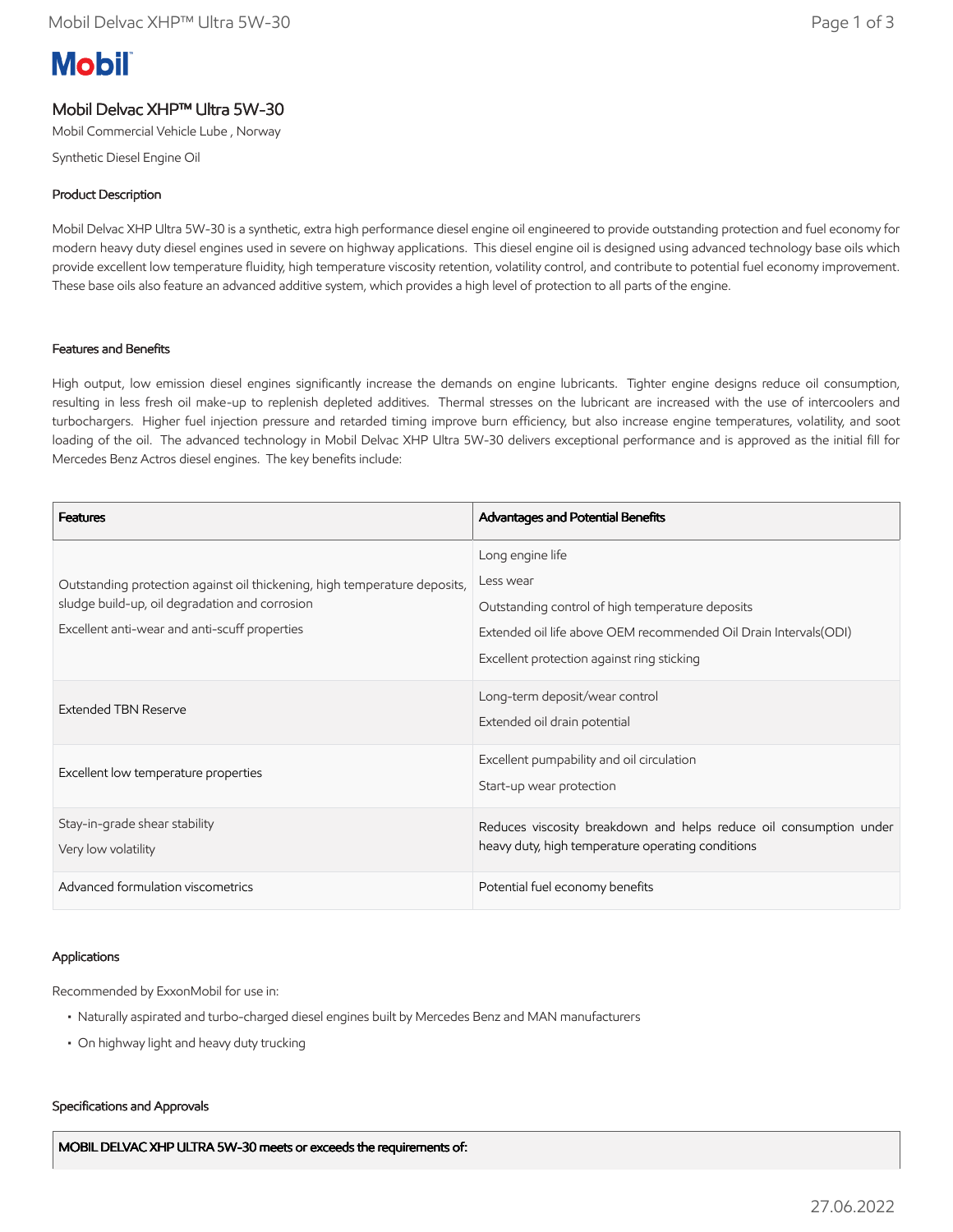# Mobil

## Mobil Delvac XHP™ Ultra 5W-30

Mobil Commercial Vehicle Lube , Norway

Synthetic Diesel Engine Oil

### Product Description

Mobil Delvac XHP Ultra 5W-30 is a synthetic, extra high performance diesel engine oil engineered to provide outstanding protection and fuel economy for modern heavy duty diesel engines used in severe on highway applications. This diesel engine oil is designed using advanced technology base oils which provide excellent low temperature fluidity, high temperature viscosity retention, volatility control, and contribute to potential fuel economy improvement. These base oils also feature an advanced additive system, which provides a high level of protection to all parts of the engine.

### Features and Benefits

High output, low emission diesel engines significantly increase the demands on engine lubricants. Tighter engine designs reduce oil consumption, resulting in less fresh oil make-up to replenish depleted additives. Thermal stresses on the lubricant are increased with the use of intercoolers and turbochargers. Higher fuel injection pressure and retarded timing improve burn efficiency, but also increase engine temperatures, volatility, and soot loading of the oil. The advanced technology in Mobil Delvac XHP Ultra 5W-30 delivers exceptional performance and is approved as the initial fill for Mercedes Benz Actros diesel engines. The key benefits include:

| Features | Advantages and Potential Benefits |
|---|---|
| Outstanding protection against oil thickening, high temperature deposits, sludge build-up, oil degradation and corrosion<br>Excellent anti-wear and anti-scuff properties | Long engine life<br>Less wear<br>Outstanding control of high temperature deposits<br>Extended oil life above OEM recommended Oil Drain Intervals(ODI)<br>Excellent protection against ring sticking |
| Extended TBN Reserve | Long-term deposit/wear control<br>Extended oil drain potential |
| Excellent low temperature properties | Excellent pumpability and oil circulation<br>Start-up wear protection |
| Stay-in-grade shear stability<br>Very low volatility | Reduces viscosity breakdown and helps reduce oil consumption under heavy duty, high temperature operating conditions |
| Advanced formulation viscometrics | Potential fuel economy benefits |

### Applications

Recommended by ExxonMobil for use in:

- Naturally aspirated and turbo-charged diesel engines built by Mercedes Benz and MAN manufacturers
- On highway light and heavy duty trucking

### Specifications and Approvals

| MOBIL DELVAC XHP ULTRA 5W-30 meets or exceeds the requirements of: |
|---|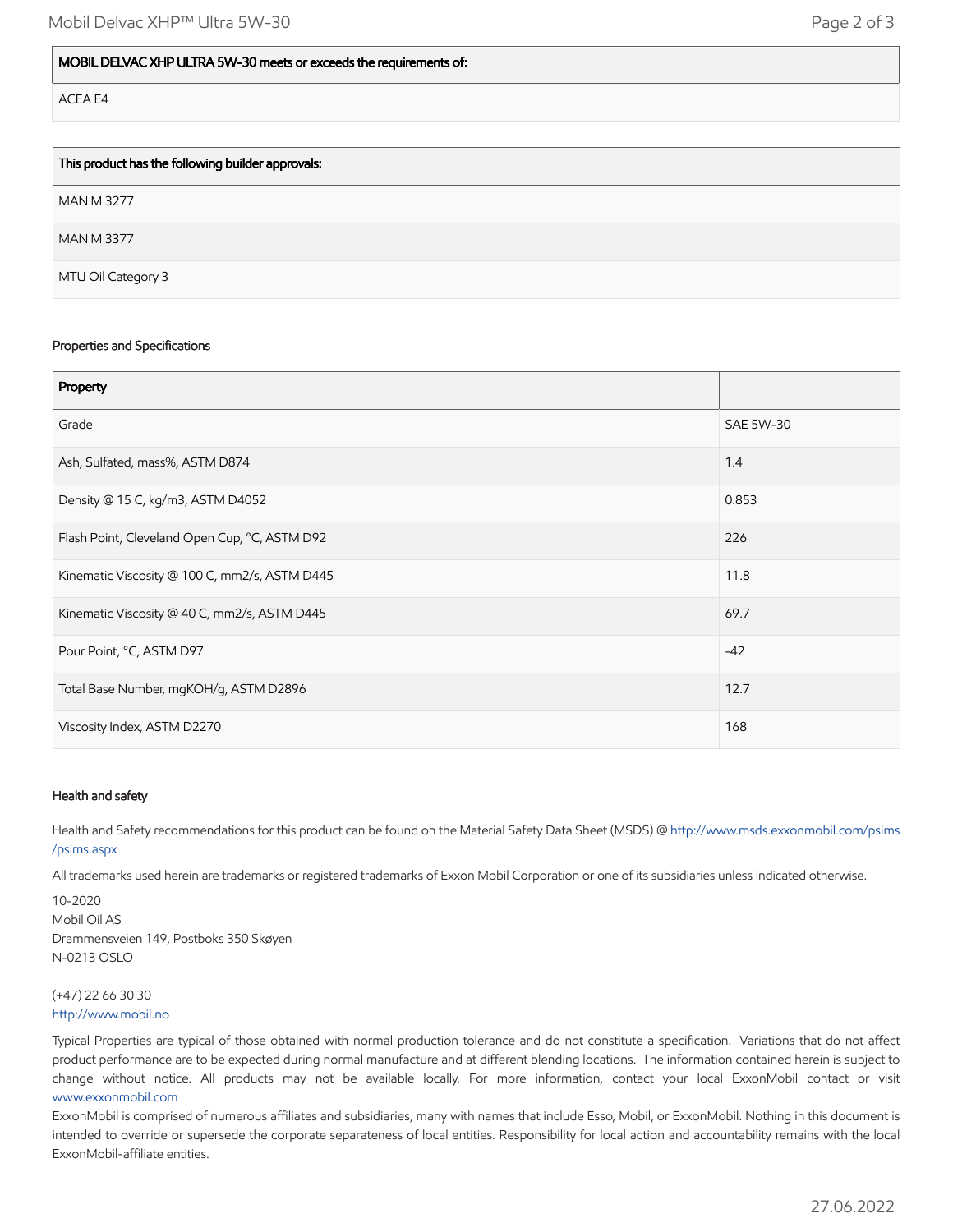| MOBIL DELVAC XHP ULTRA 5W-30 meets or exceeds the requirements of: |
|---|
| ACEA E4 |

| This product has the following builder approvals: |
|---|
| MAN M 3277 |
| MAN M 3377 |
| MTU Oil Category 3 |

### Properties and Specifications

| Property | |
|---|---|
| Grade | SAE 5W-30 |
| Ash, Sulfated, mass%, ASTM D874 | 1.4 |
| Density @ 15 C, kg/m3, ASTM D4052 | 0.853 |
| Flash Point, Cleveland Open Cup, °C, ASTM D92 | 226 |
| Kinematic Viscosity @ 100 C, mm2/s, ASTM D445 | 11.8 |
| Kinematic Viscosity @ 40 C, mm2/s, ASTM D445 | 69.7 |
| Pour Point, °C, ASTM D97 | -42 |
| Total Base Number, mgKOH/g, ASTM D2896 | 12.7 |
| Viscosity Index, ASTM D2270 | 168 |

### Health and safety

Health and Safety recommendations for this product can be found on the Material Safety Data Sheet (MSDS) @ http://www.msds.exxonmobil.com/psims/psims.aspx

All trademarks used herein are trademarks or registered trademarks of Exxon Mobil Corporation or one of its subsidiaries unless indicated otherwise.

10-2020
Mobil Oil AS
Drammensveien 149, Postboks 350 Skøyen
N-0213 OSLO

(+47) 22 66 30 30
http://www.mobil.no

Typical Properties are typical of those obtained with normal production tolerance and do not constitute a specification. Variations that do not affect product performance are to be expected during normal manufacture and at different blending locations. The information contained herein is subject to change without notice. All products may not be available locally. For more information, contact your local ExxonMobil contact or visit www.exxonmobil.com

ExxonMobil is comprised of numerous affiliates and subsidiaries, many with names that include Esso, Mobil, or ExxonMobil. Nothing in this document is intended to override or supersede the corporate separateness of local entities. Responsibility for local action and accountability remains with the local ExxonMobil-affiliate entities.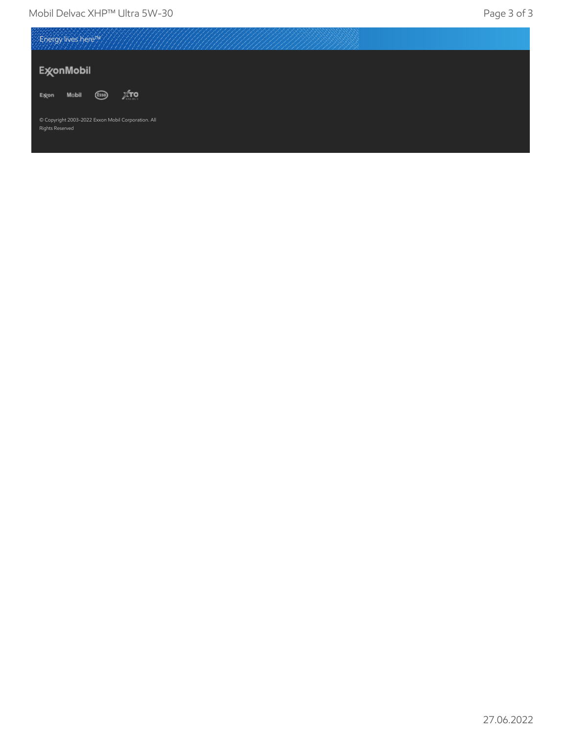Energy lives here™

ExxonMobil

Exxon Mobil Esso XTO

© Copyright 2003-2022 Exxon Mobil Corporation. All Rights Reserved